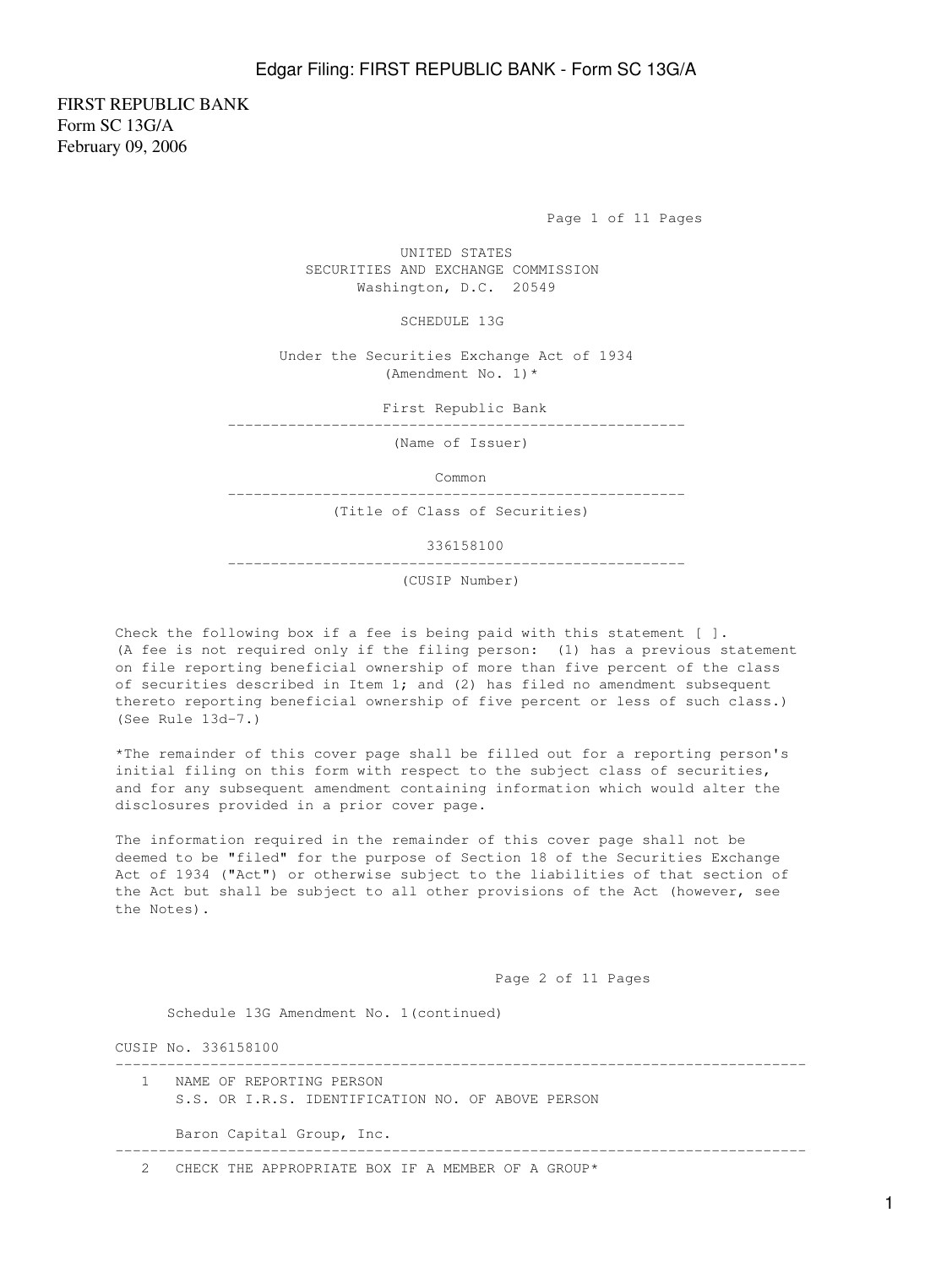FIRST REPUBLIC BANK
Form SC 13G/A
February 09, 2006

UNITED STATES
SECURITIES AND EXCHANGE COMMISSION
Washington, D.C. 20549

SCHEDULE 13G

Under the Securities Exchange Act of 1934
(Amendment No. 1)*

First Republic Bank

---

(Name of Issuer)

Common

---

(Title of Class of Securities)

336158100

---

(CUSIP Number)

Check the following box if a fee is being paid with this statement [ ]. (A fee is not required only if the filing person: (1) has a previous statement on file reporting beneficial ownership of more than five percent of the class of securities described in Item 1; and (2) has filed no amendment subsequent thereto reporting beneficial ownership of five percent or less of such class.) (See Rule 13d-7.)

*The remainder of this cover page shall be filled out for a reporting person's initial filing on this form with respect to the subject class of securities, and for any subsequent amendment containing information which would alter the disclosures provided in a prior cover page.

The information required in the remainder of this cover page shall not be deemed to be "filed" for the purpose of Section 18 of the Securities Exchange Act of 1934 ("Act") or otherwise subject to the liabilities of that section of the Act but shall be subject to all other provisions of the Act (however, see the Notes).

Schedule 13G Amendment No. 1(continued)

CUSIP No. 336158100

---

1 NAME OF REPORTING PERSON
S.S. OR I.R.S. IDENTIFICATION NO. OF ABOVE PERSON

Baron Capital Group, Inc.

---

2 CHECK THE APPROPRIATE BOX IF A MEMBER OF A GROUP*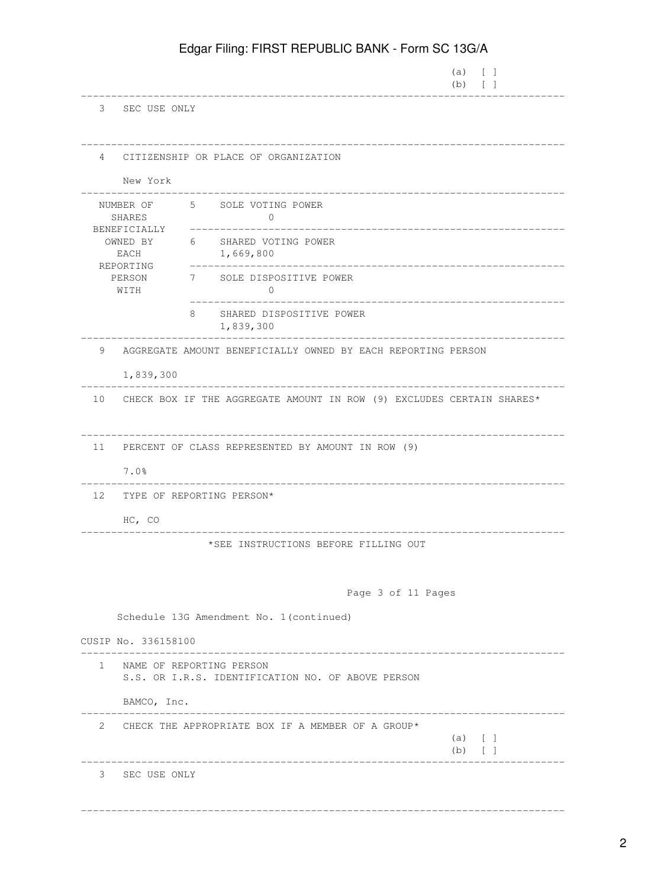(a) [ ]
(b) [ ]

---

3 SEC USE ONLY

---

4 CITIZENSHIP OR PLACE OF ORGANIZATION

New York

---

| NUMBER OF SHARES BENEFICIALLY OWNED BY EACH REPORTING PERSON WITH | | |
|---|---|---|
| | 5 | SOLE VOTING POWER<br>0 |
| | 6 | SHARED VOTING POWER<br>1,669,800 |
| | 7 | SOLE DISPOSITIVE POWER<br>0 |
| | 8 | SHARED DISPOSITIVE POWER<br>1,839,300 |

---

9 AGGREGATE AMOUNT BENEFICIALLY OWNED BY EACH REPORTING PERSON

1,839,300

---

10 CHECK BOX IF THE AGGREGATE AMOUNT IN ROW (9) EXCLUDES CERTAIN SHARES*

---

11 PERCENT OF CLASS REPRESENTED BY AMOUNT IN ROW (9)

7.0%

---

12 TYPE OF REPORTING PERSON*

HC, CO

---

*SEE INSTRUCTIONS BEFORE FILLING OUT

Schedule 13G Amendment No. 1(continued)

CUSIP No. 336158100

---

1 NAME OF REPORTING PERSON
S.S. OR I.R.S. IDENTIFICATION NO. OF ABOVE PERSON

BAMCO, Inc.

---

2 CHECK THE APPROPRIATE BOX IF A MEMBER OF A GROUP*
(a) [ ]
(b) [ ]

---

3 SEC USE ONLY

---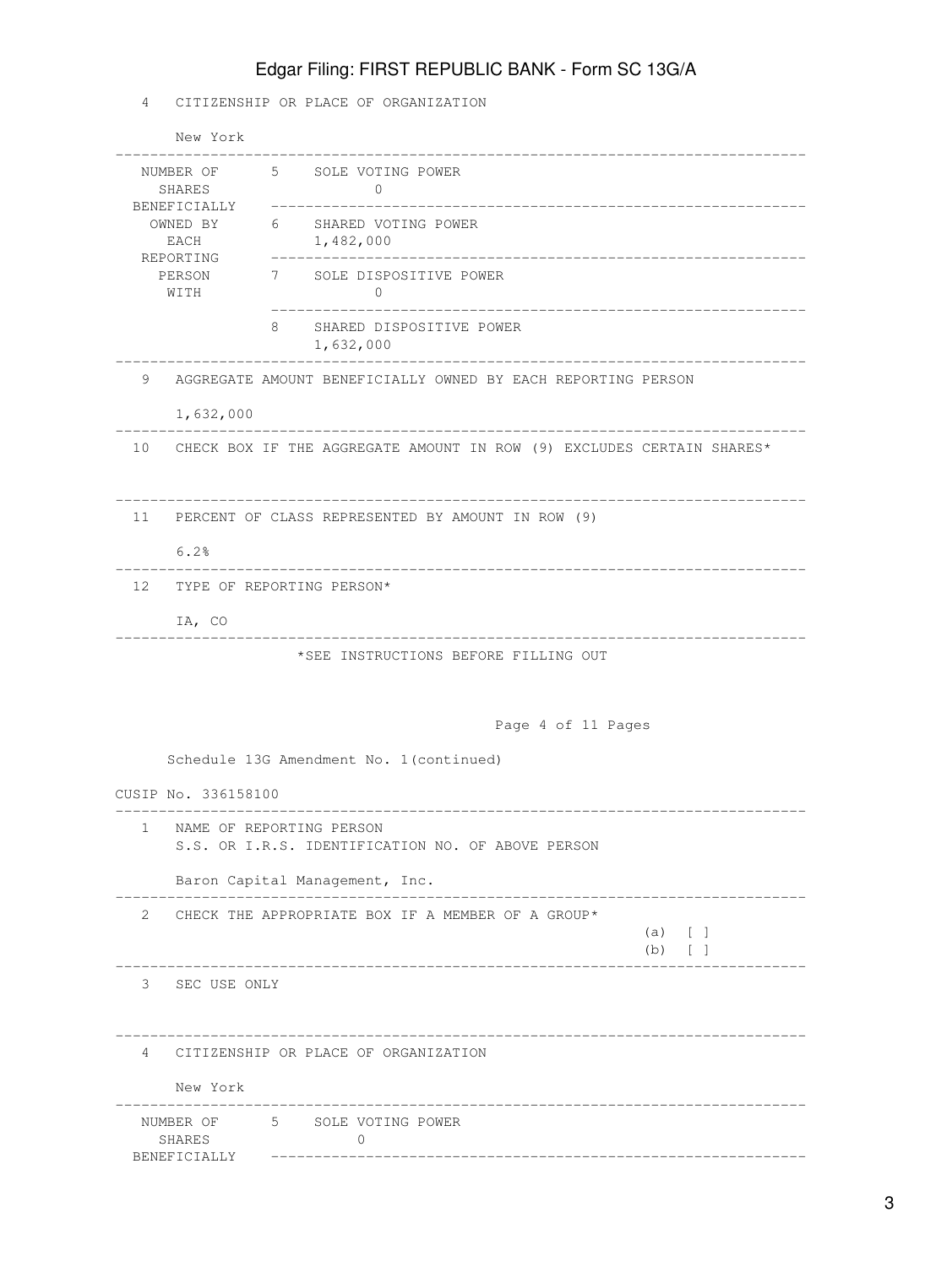| | | |
|---|---|---|
| 4 | CITIZENSHIP OR PLACE OF ORGANIZATION<br><br>New York | |
| NUMBER OF SHARES BENEFICIALLY OWNED BY EACH REPORTING PERSON WITH | 5 | SOLE VOTING POWER<br>0 |
| | 6 | SHARED VOTING POWER<br>1,482,000 |
| | 7 | SOLE DISPOSITIVE POWER<br>0 |
| | 8 | SHARED DISPOSITIVE POWER<br>1,632,000 |
| 9 | AGGREGATE AMOUNT BENEFICIALLY OWNED BY EACH REPORTING PERSON<br><br>1,632,000 | |
| 10 | CHECK BOX IF THE AGGREGATE AMOUNT IN ROW (9) EXCLUDES CERTAIN SHARES* | |
| 11 | PERCENT OF CLASS REPRESENTED BY AMOUNT IN ROW (9)<br><br>6.2% | |
| 12 | TYPE OF REPORTING PERSON*<br><br>IA, CO | |

*SEE INSTRUCTIONS BEFORE FILLING OUT

Page 4 of 11 Pages

Schedule 13G Amendment No. 1(continued)

CUSIP No. 336158100

| | | |
|---|---|---|
| 1 | NAME OF REPORTING PERSON<br>S.S. OR I.R.S. IDENTIFICATION NO. OF ABOVE PERSON<br><br>Baron Capital Management, Inc. | |
| 2 | CHECK THE APPROPRIATE BOX IF A MEMBER OF A GROUP* | (a) [ ]<br>(b) [ ] |
| 3 | SEC USE ONLY | |
| 4 | CITIZENSHIP OR PLACE OF ORGANIZATION<br><br>New York | |
| NUMBER OF SHARES BENEFICIALLY | 5 | SOLE VOTING POWER<br>0 |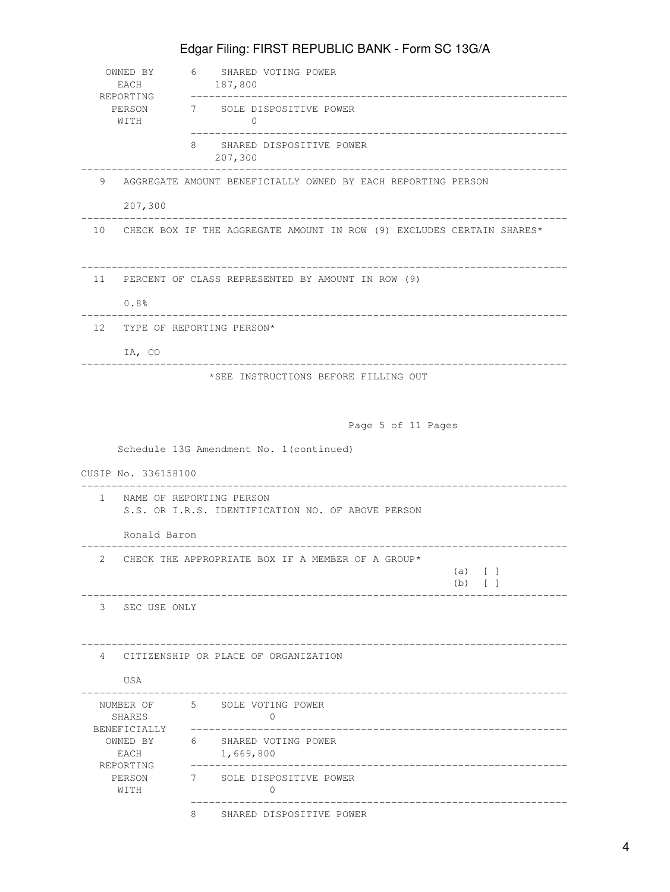| | | |
|---|---|---|
| OWNED BY EACH REPORTING PERSON WITH | 6 | SHARED VOTING POWER<br>187,800 |
| | 7 | SOLE DISPOSITIVE POWER<br>0 |
| | 8 | SHARED DISPOSITIVE POWER<br>207,300 |

| | |
|---|---|
| 9 | AGGREGATE AMOUNT BENEFICIALLY OWNED BY EACH REPORTING PERSON<br><br>207,300 |
| 10 | CHECK BOX IF THE AGGREGATE AMOUNT IN ROW (9) EXCLUDES CERTAIN SHARES* |
| 11 | PERCENT OF CLASS REPRESENTED BY AMOUNT IN ROW (9)<br><br>0.8% |
| 12 | TYPE OF REPORTING PERSON*<br><br>IA, CO |

*SEE INSTRUCTIONS BEFORE FILLING OUT

Schedule 13G Amendment No. 1(continued)

CUSIP No. 336158100

| | |
|---|---|
| 1 | NAME OF REPORTING PERSON<br>S.S. OR I.R.S. IDENTIFICATION NO. OF ABOVE PERSON<br><br>Ronald Baron |
| 2 | CHECK THE APPROPRIATE BOX IF A MEMBER OF A GROUP*<br>(a) [ ]<br>(b) [ ] |
| 3 | SEC USE ONLY |
| 4 | CITIZENSHIP OR PLACE OF ORGANIZATION<br><br>USA |

| | | |
|---|---|---|
| NUMBER OF SHARES BENEFICIALLY OWNED BY EACH REPORTING PERSON WITH | 5 | SOLE VOTING POWER<br>0 |
| | 6 | SHARED VOTING POWER<br>1,669,800 |
| | 7 | SOLE DISPOSITIVE POWER<br>0 |
| | 8 | SHARED DISPOSITIVE POWER |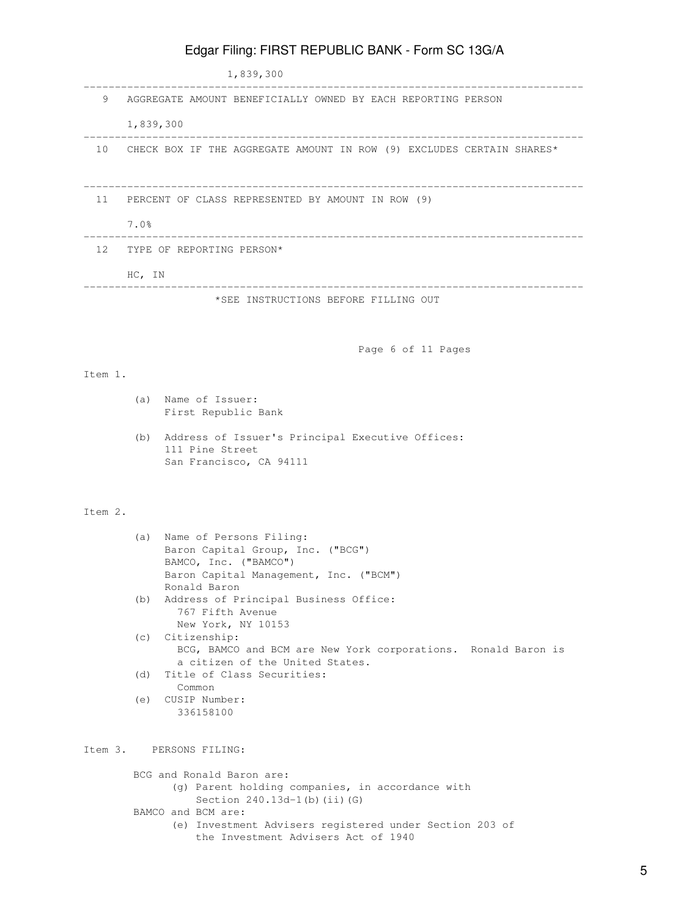1,839,300

| | |
|---|---|
| 9 | AGGREGATE AMOUNT BENEFICIALLY OWNED BY EACH REPORTING PERSON<br><br>1,839,300 |
| 10 | CHECK BOX IF THE AGGREGATE AMOUNT IN ROW (9) EXCLUDES CERTAIN SHARES* |
| 11 | PERCENT OF CLASS REPRESENTED BY AMOUNT IN ROW (9)<br><br>7.0% |
| 12 | TYPE OF REPORTING PERSON*<br><br>HC, IN |

*SEE INSTRUCTIONS BEFORE FILLING OUT

Item 1.

(a) Name of Issuer:
First Republic Bank

(b) Address of Issuer's Principal Executive Offices:
111 Pine Street
San Francisco, CA 94111

Item 2.

(a) Name of Persons Filing:
Baron Capital Group, Inc. ("BCG")
BAMCO, Inc. ("BAMCO")
Baron Capital Management, Inc. ("BCM")
Ronald Baron

(b) Address of Principal Business Office:
767 Fifth Avenue
New York, NY 10153

(c) Citizenship:
BCG, BAMCO and BCM are New York corporations. Ronald Baron is a citizen of the United States.

(d) Title of Class Securities:
Common

(e) CUSIP Number:
336158100

Item 3. PERSONS FILING:

BCG and Ronald Baron are:
(g) Parent holding companies, in accordance with Section 240.13d-1(b)(ii)(G)

BAMCO and BCM are:
(e) Investment Advisers registered under Section 203 of the Investment Advisers Act of 1940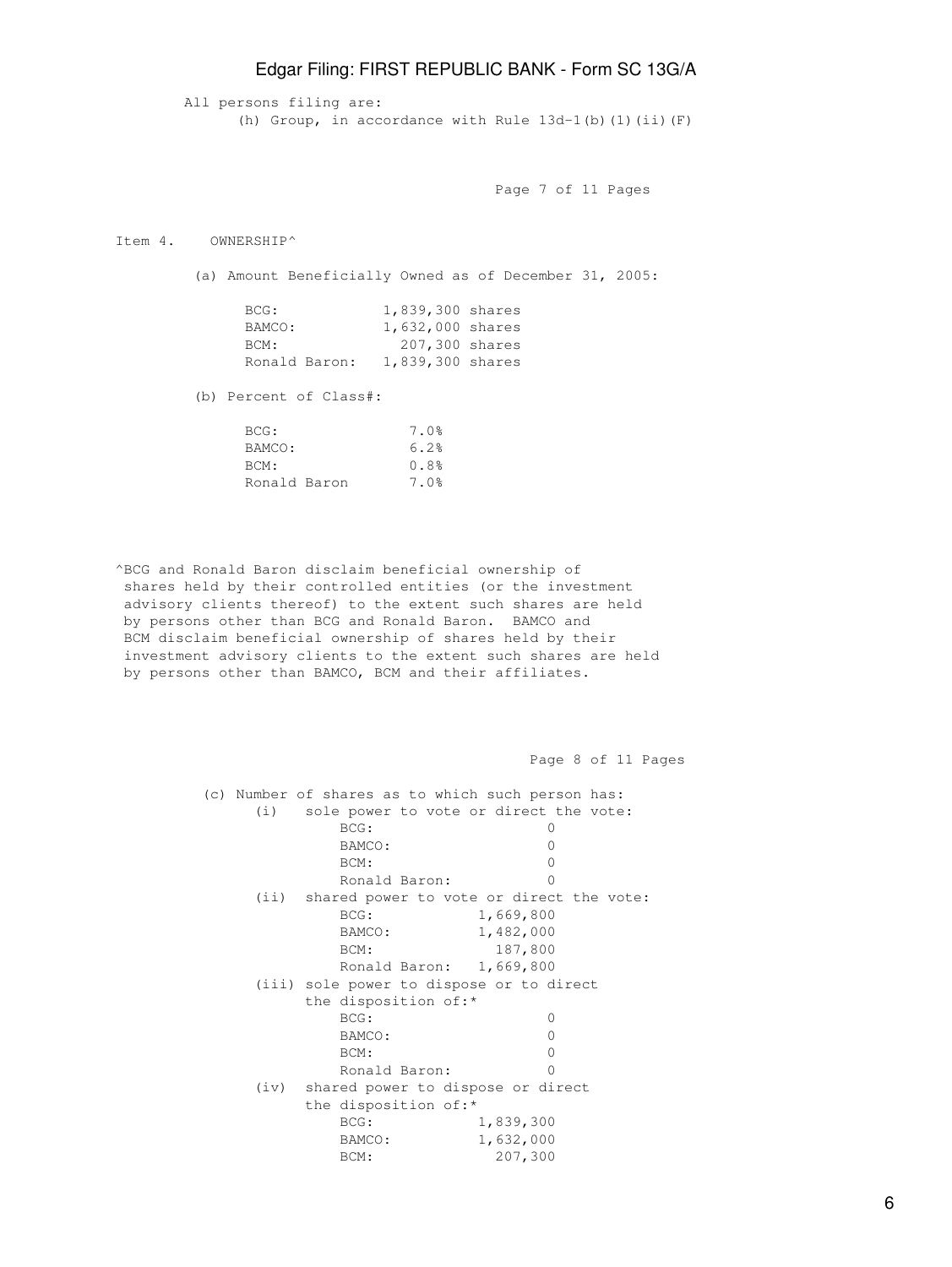All persons filing are:
(h) Group, in accordance with Rule 13d-1(b)(1)(ii)(F)

Item 4. OWNERSHIP^

(a) Amount Beneficially Owned as of December 31, 2005:

| | |
|---|---|
| BCG: | 1,839,300 shares |
| BAMCO: | 1,632,000 shares |
| BCM: | 207,300 shares |
| Ronald Baron: | 1,839,300 shares |

(b) Percent of Class#:

| | |
|---|---|
| BCG: | 7.0% |
| BAMCO: | 6.2% |
| BCM: | 0.8% |
| Ronald Baron | 7.0% |

^BCG and Ronald Baron disclaim beneficial ownership of shares held by their controlled entities (or the investment advisory clients thereof) to the extent such shares are held by persons other than BCG and Ronald Baron. BAMCO and BCM disclaim beneficial ownership of shares held by their investment advisory clients to the extent such shares are held by persons other than BAMCO, BCM and their affiliates.

(c) Number of shares as to which such person has:

(i) sole power to vote or direct the vote:

| | |
|---|---|
| BCG: | 0 |
| BAMCO: | 0 |
| BCM: | 0 |
| Ronald Baron: | 0 |

(ii) shared power to vote or direct the vote:

| | |
|---|---|
| BCG: | 1,669,800 |
| BAMCO: | 1,482,000 |
| BCM: | 187,800 |
| Ronald Baron: | 1,669,800 |

(iii) sole power to dispose or to direct the disposition of:*

| | |
|---|---|
| BCG: | 0 |
| BAMCO: | 0 |
| BCM: | 0 |
| Ronald Baron: | 0 |

(iv) shared power to dispose or direct the disposition of:*

| | |
|---|---|
| BCG: | 1,839,300 |
| BAMCO: | 1,632,000 |
| BCM: | 207,300 |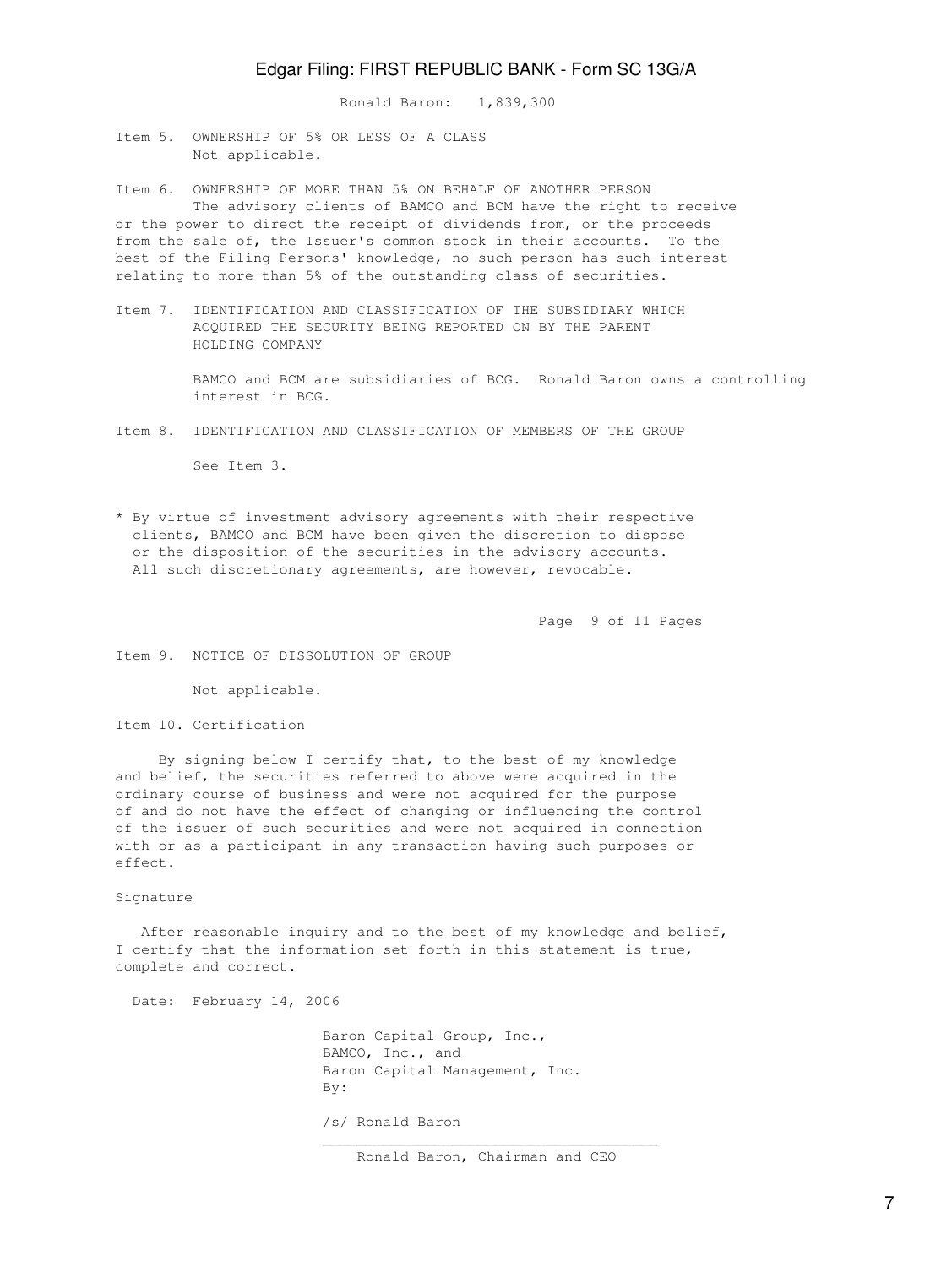Ronald Baron: 1,839,300

Item 5. OWNERSHIP OF 5% OR LESS OF A CLASS
Not applicable.

Item 6. OWNERSHIP OF MORE THAN 5% ON BEHALF OF ANOTHER PERSON
The advisory clients of BAMCO and BCM have the right to receive or the power to direct the receipt of dividends from, or the proceeds from the sale of, the Issuer's common stock in their accounts. To the best of the Filing Persons' knowledge, no such person has such interest relating to more than 5% of the outstanding class of securities.

Item 7. IDENTIFICATION AND CLASSIFICATION OF THE SUBSIDIARY WHICH ACQUIRED THE SECURITY BEING REPORTED ON BY THE PARENT HOLDING COMPANY

BAMCO and BCM are subsidiaries of BCG. Ronald Baron owns a controlling interest in BCG.

Item 8. IDENTIFICATION AND CLASSIFICATION OF MEMBERS OF THE GROUP

See Item 3.

* By virtue of investment advisory agreements with their respective clients, BAMCO and BCM have been given the discretion to dispose or the disposition of the securities in the advisory accounts. All such discretionary agreements, are however, revocable.

Item 9. NOTICE OF DISSOLUTION OF GROUP

Not applicable.

Item 10. Certification

By signing below I certify that, to the best of my knowledge and belief, the securities referred to above were acquired in the ordinary course of business and were not acquired for the purpose of and do not have the effect of changing or influencing the control of the issuer of such securities and were not acquired in connection with or as a participant in any transaction having such purposes or effect.

Signature

After reasonable inquiry and to the best of my knowledge and belief, I certify that the information set forth in this statement is true, complete and correct.

Date: February 14, 2006

Baron Capital Group, Inc.,
BAMCO, Inc., and
Baron Capital Management, Inc.
By:

/s/ Ronald Baron
\_\_\_\_\_\_\_\_\_\_\_\_\_\_\_\_\_\_\_\_\_\_\_\_\_\_\_\_\_\_\_\_\_\_\_\_\_\_\_
Ronald Baron, Chairman and CEO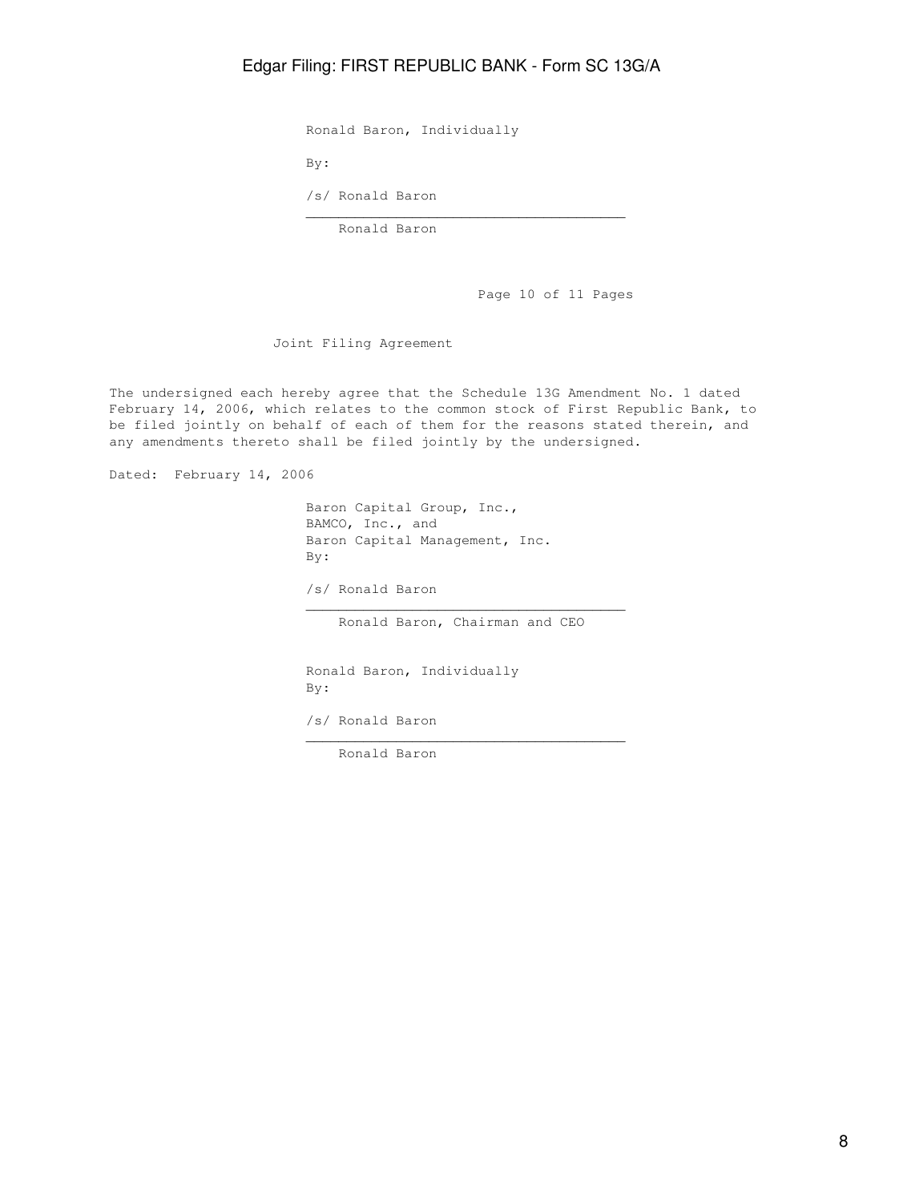Ronald Baron, Individually

By:

/s/ Ronald Baron

\_\_\_\_\_\_\_\_\_\_\_\_\_\_\_\_\_\_\_\_\_\_\_\_\_\_\_\_\_\_\_\_\_\_\_\_\_\_\_

Ronald Baron

## Joint Filing Agreement

The undersigned each hereby agree that the Schedule 13G Amendment No. 1 dated February 14, 2006, which relates to the common stock of First Republic Bank, to be filed jointly on behalf of each of them for the reasons stated therein, and any amendments thereto shall be filed jointly by the undersigned.

Dated: February 14, 2006

Baron Capital Group, Inc.,
BAMCO, Inc., and
Baron Capital Management, Inc.
By:

/s/ Ronald Baron

\_\_\_\_\_\_\_\_\_\_\_\_\_\_\_\_\_\_\_\_\_\_\_\_\_\_\_\_\_\_\_\_\_\_\_\_\_\_\_

Ronald Baron, Chairman and CEO

Ronald Baron, Individually
By:

/s/ Ronald Baron

\_\_\_\_\_\_\_\_\_\_\_\_\_\_\_\_\_\_\_\_\_\_\_\_\_\_\_\_\_\_\_\_\_\_\_\_\_\_\_

Ronald Baron